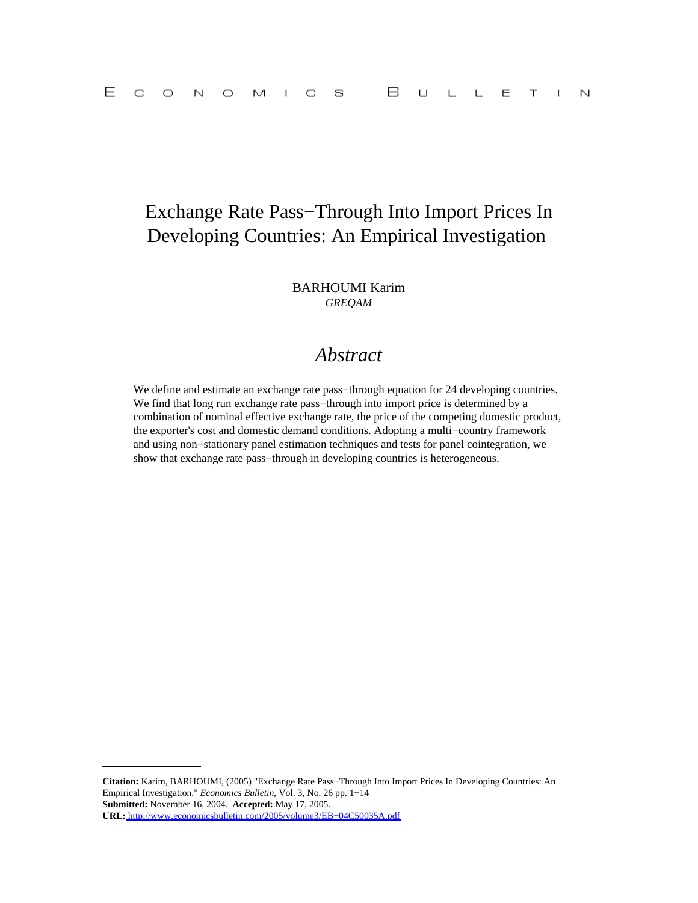# Exchange Rate Pass−Through Into Import Prices In Developing Countries: An Empirical Investigation

BARHOUMI Karim
*GREQAM*

## *Abstract*

We define and estimate an exchange rate pass−through equation for 24 developing countries. We find that long run exchange rate pass−through into import price is determined by a combination of nominal effective exchange rate, the price of the competing domestic product, the exporter's cost and domestic demand conditions. Adopting a multi−country framework and using non−stationary panel estimation techniques and tests for panel cointegration, we show that exchange rate pass−through in developing countries is heterogeneous.

---

**Citation:** Karim, BARHOUMI, (2005) "Exchange Rate Pass−Through Into Import Prices In Developing Countries: An Empirical Investigation." *Economics Bulletin,* Vol. 3, No. 26 pp. 1−14
**Submitted:** November 16, 2004. **Accepted:** May 17, 2005.
**URL:** http://www.economicsbulletin.com/2005/volume3/EB−04C50035A.pdf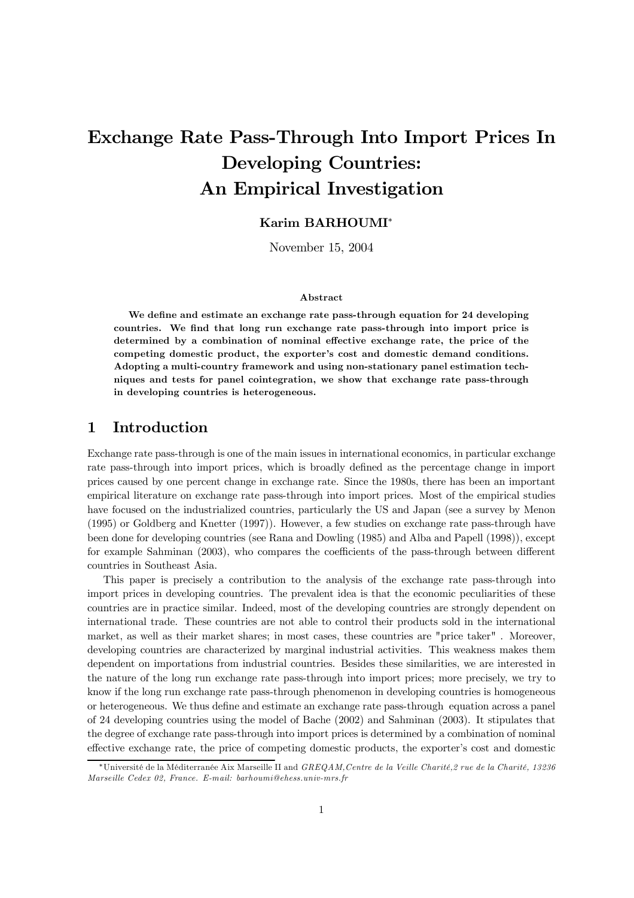# Exchange Rate Pass-Through Into Import Prices In Developing Countries: An Empirical Investigation

**Karim BARHOUMI**[*]

November 15, 2004

###### Abstract

**We define and estimate an exchange rate pass-through equation for 24 developing countries. We find that long run exchange rate pass-through into import price is determined by a combination of nominal effective exchange rate, the price of the competing domestic product, the exporter's cost and domestic demand conditions. Adopting a multi-country framework and using non-stationary panel estimation techniques and tests for panel cointegration, we show that exchange rate pass-through in developing countries is heterogeneous.**

## 1 Introduction

Exchange rate pass-through is one of the main issues in international economics, in particular exchange rate pass-through into import prices, which is broadly defined as the percentage change in import prices caused by one percent change in exchange rate. Since the 1980s, there has been an important empirical literature on exchange rate pass-through into import prices. Most of the empirical studies have focused on the industrialized countries, particularly the US and Japan (see a survey by Menon (1995) or Goldberg and Knetter (1997)). However, a few studies on exchange rate pass-through have been done for developing countries (see Rana and Dowling (1985) and Alba and Papell (1998)), except for example Sahminan (2003), who compares the coefficients of the pass-through between different countries in Southeast Asia.

This paper is precisely a contribution to the analysis of the exchange rate pass-through into import prices in developing countries. The prevalent idea is that the economic peculiarities of these countries are in practice similar. Indeed, most of the developing countries are strongly dependent on international trade. These countries are not able to control their products sold in the international market, as well as their market shares; in most cases, these countries are "price taker" . Moreover, developing countries are characterized by marginal industrial activities. This weakness makes them dependent on importations from industrial countries. Besides these similarities, we are interested in the nature of the long run exchange rate pass-through into import prices; more precisely, we try to know if the long run exchange rate pass-through phenomenon in developing countries is homogeneous or heterogeneous. We thus define and estimate an exchange rate pass-through equation across a panel of 24 developing countries using the model of Bache (2002) and Sahminan (2003). It stipulates that the degree of exchange rate pass-through into import prices is determined by a combination of nominal effective exchange rate, the price of competing domestic products, the exporter's cost and domestic

[*] Université de la Méditerranée Aix Marseille II and *GREQAM, Centre de la Veille Charité, 2 rue de la Charité, 13236 Marseille Cedex 02, France. E-mail: barhoumi@ehess.univ-mrs.fr*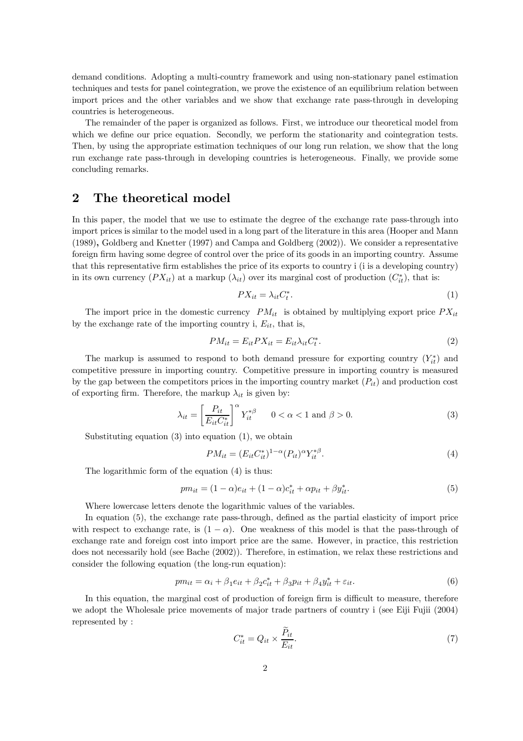demand conditions. Adopting a multi-country framework and using non-stationary panel estimation techniques and tests for panel cointegration, we prove the existence of an equilibrium relation between import prices and the other variables and we show that exchange rate pass-through in developing countries is heterogeneous.

The remainder of the paper is organized as follows. First, we introduce our theoretical model from which we define our price equation. Secondly, we perform the stationarity and cointegration tests. Then, by using the appropriate estimation techniques of our long run relation, we show that the long run exchange rate pass-through in developing countries is heterogeneous. Finally, we provide some concluding remarks.

## 2 The theoretical model

In this paper, the model that we use to estimate the degree of the exchange rate pass-through into import prices is similar to the model used in a long part of the literature in this area (Hooper and Mann (1989), Goldberg and Knetter (1997) and Campa and Goldberg (2002)). We consider a representative foreign firm having some degree of control over the price of its goods in an importing country. Assume that this representative firm establishes the price of its exports to country i (i is a developing country) in its own currency ($PX_{it}$) at a markup ($\lambda_{it}$) over its marginal cost of production ($C^*_{it}$), that is:

$$PX_{it} = \lambda_{it} C^*_t. \tag{1}$$

The import price in the domestic currency $PM_{it}$ is obtained by multiplying export price $PX_{it}$ by the exchange rate of the importing country i, $E_{it}$, that is,

$$PM_{it} = E_{it} PX_{it} = E_{it} \lambda_{it} C^*_t. \tag{2}$$

The markup is assumed to respond to both demand pressure for exporting country ($Y^*_{it}$) and competitive pressure in importing country. Competitive pressure in importing country is measured by the gap between the competitors prices in the importing country market ($P_{it}$) and production cost of exporting firm. Therefore, the markup $\lambda_{it}$ is given by:

$$\lambda_{it} = \left[\frac{P_{it}}{E_{it} C^*_{it}}\right]^{\alpha} Y^{*\beta}_{it} \qquad 0 < \alpha < 1 \text{ and } \beta > 0. \tag{3}$$

Substituting equation (3) into equation (1), we obtain

$$PM_{it} = (E_{it} C^*_{it})^{1-\alpha} (P_{it})^{\alpha} Y^{*\beta}_{it}. \tag{4}$$

The logarithmic form of the equation (4) is thus:

$$pm_{it} = (1-\alpha) e_{it} + (1-\alpha) c^*_{it} + \alpha p_{it} + \beta y^*_{it}. \tag{5}$$

Where lowercase letters denote the logarithmic values of the variables.

In equation (5), the exchange rate pass-through, defined as the partial elasticity of import price with respect to exchange rate, is $(1-\alpha)$. One weakness of this model is that the pass-through of exchange rate and foreign cost into import price are the same. However, in practice, this restriction does not necessarily hold (see Bache (2002)). Therefore, in estimation, we relax these restrictions and consider the following equation (the long-run equation):

$$pm_{it} = \alpha_i + \beta_1 e_{it} + \beta_2 c^*_{it} + \beta_3 p_{it} + \beta_4 y^*_{it} + \varepsilon_{it}. \tag{6}$$

In this equation, the marginal cost of production of foreign firm is difficult to measure, therefore we adopt the Wholesale price movements of major trade partners of country i (see Eiji Fujii (2004) represented by :

$$C^*_{it} = Q_{it} \times \frac{\widetilde{P}_{it}}{E_{it}}. \tag{7}$$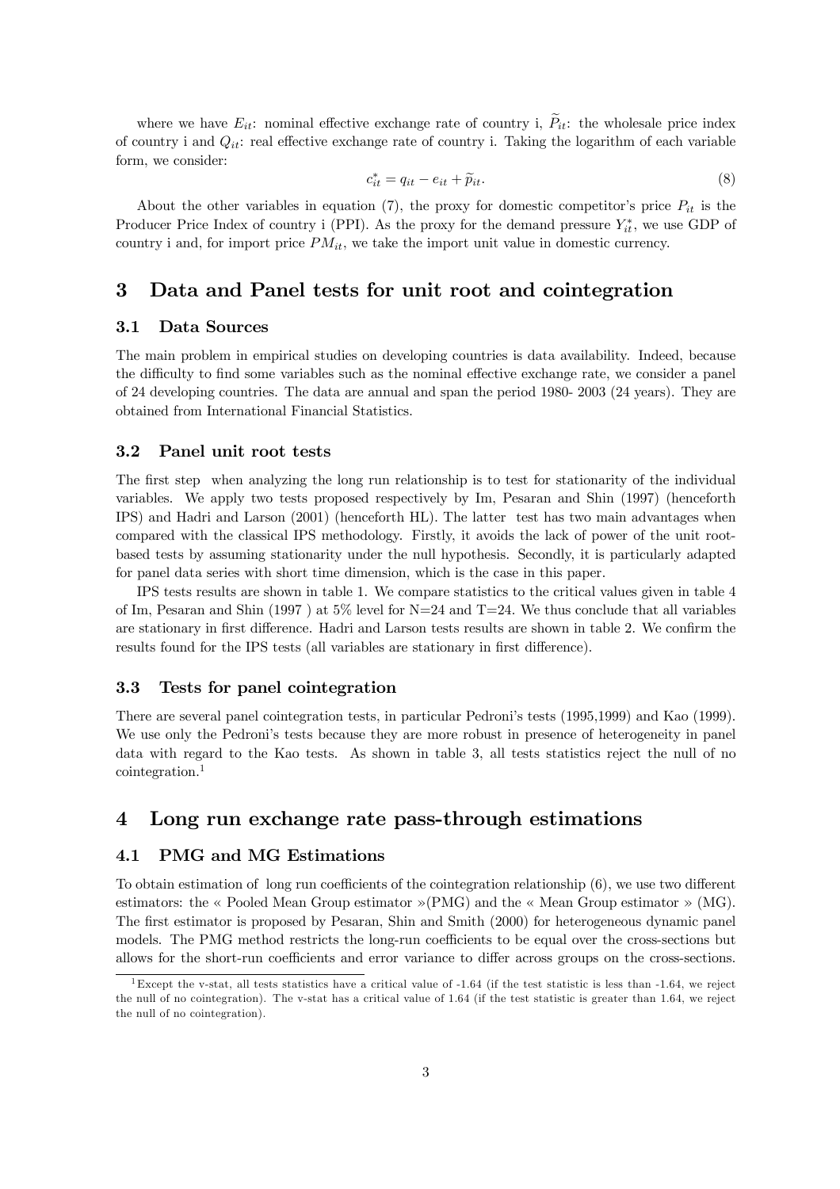where we have $E_{it}$: nominal effective exchange rate of country i, $\widetilde{P}_{it}$: the wholesale price index of country i and $Q_{it}$: real effective exchange rate of country i. Taking the logarithm of each variable form, we consider:

$$c_{it}^{*} = q_{it} - e_{it} + \widetilde{p}_{it}. \tag{8}$$

About the other variables in equation (7), the proxy for domestic competitor's price $P_{it}$ is the Producer Price Index of country i (PPI). As the proxy for the demand pressure $Y_{it}^{*}$, we use GDP of country i and, for import price $PM_{it}$, we take the import unit value in domestic currency.

# 3 Data and Panel tests for unit root and cointegration

## 3.1 Data Sources

The main problem in empirical studies on developing countries is data availability. Indeed, because the difficulty to find some variables such as the nominal effective exchange rate, we consider a panel of 24 developing countries. The data are annual and span the period 1980- 2003 (24 years). They are obtained from International Financial Statistics.

## 3.2 Panel unit root tests

The first step when analyzing the long run relationship is to test for stationarity of the individual variables. We apply two tests proposed respectively by Im, Pesaran and Shin (1997) (henceforth IPS) and Hadri and Larson (2001) (henceforth HL). The latter test has two main advantages when compared with the classical IPS methodology. Firstly, it avoids the lack of power of the unit root-based tests by assuming stationarity under the null hypothesis. Secondly, it is particularly adapted for panel data series with short time dimension, which is the case in this paper.

IPS tests results are shown in table 1. We compare statistics to the critical values given in table 4 of Im, Pesaran and Shin (1997 ) at 5% level for N=24 and T=24. We thus conclude that all variables are stationary in first difference. Hadri and Larson tests results are shown in table 2. We confirm the results found for the IPS tests (all variables are stationary in first difference).

## 3.3 Tests for panel cointegration

There are several panel cointegration tests, in particular Pedroni's tests (1995,1999) and Kao (1999). We use only the Pedroni's tests because they are more robust in presence of heterogeneity in panel data with regard to the Kao tests. As shown in table 3, all tests statistics reject the null of no cointegration.[1]

# 4 Long run exchange rate pass-through estimations

## 4.1 PMG and MG Estimations

To obtain estimation of long run coefficients of the cointegration relationship (6), we use two different estimators: the « Pooled Mean Group estimator »(PMG) and the « Mean Group estimator » (MG). The first estimator is proposed by Pesaran, Shin and Smith (2000) for heterogeneous dynamic panel models. The PMG method restricts the long-run coefficients to be equal over the cross-sections but allows for the short-run coefficients and error variance to differ across groups on the cross-sections.

[1]Except the v-stat, all tests statistics have a critical value of -1.64 (if the test statistic is less than -1.64, we reject the null of no cointegration). The v-stat has a critical value of 1.64 (if the test statistic is greater than 1.64, we reject the null of no cointegration).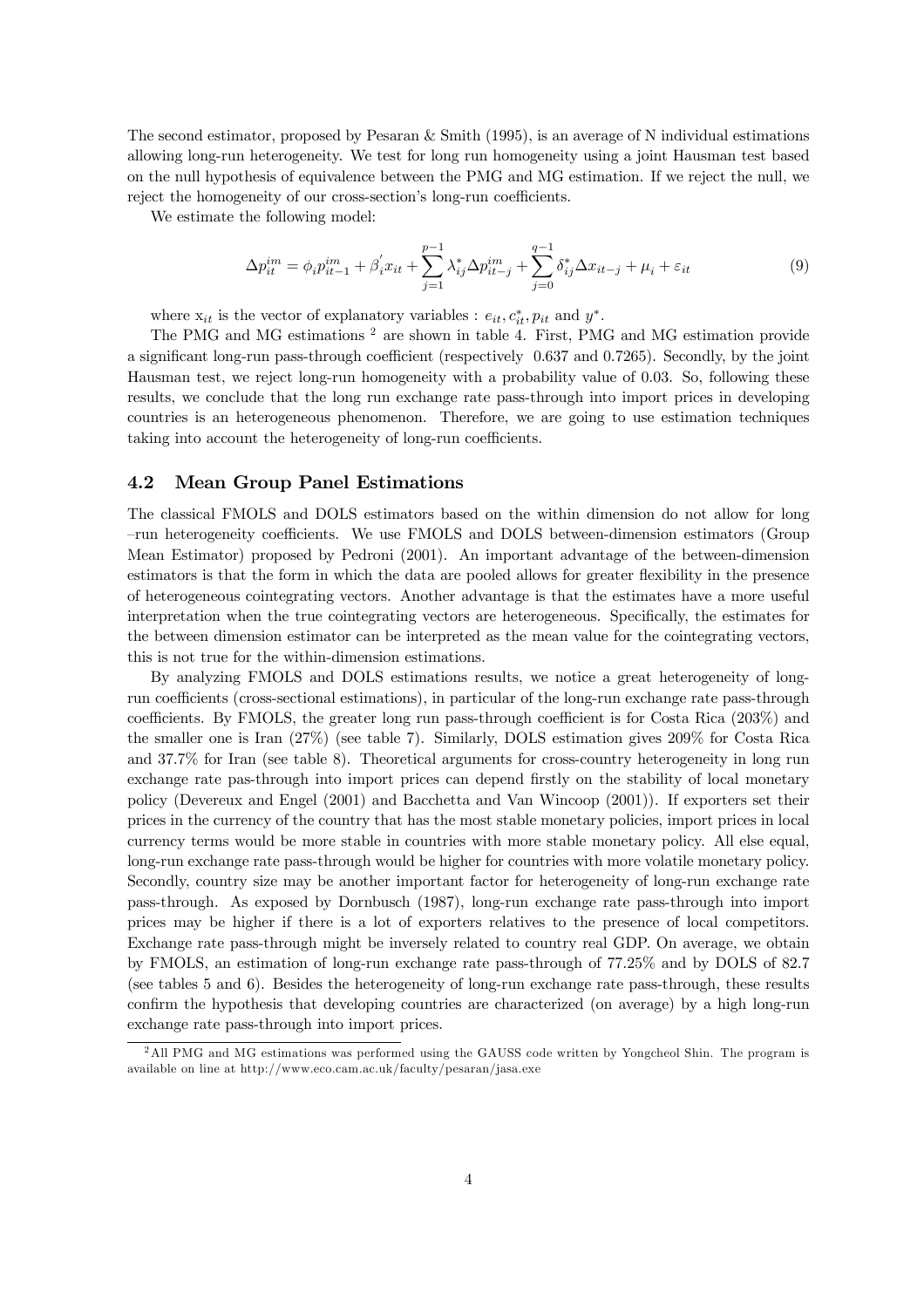The second estimator, proposed by Pesaran & Smith (1995), is an average of N individual estimations allowing long-run heterogeneity. We test for long run homogeneity using a joint Hausman test based on the null hypothesis of equivalence between the PMG and MG estimation. If we reject the null, we reject the homogeneity of our cross-section's long-run coefficients.

We estimate the following model:

$$\Delta p_{it}^{im} = \phi_i p_{it-1}^{im} + \beta_i^{'} x_{it} + \sum_{j=1}^{p-1} \lambda_{ij}^{*} \Delta p_{it-j}^{im} + \sum_{j=0}^{q-1} \delta_{ij}^{*} \Delta x_{it-j} + \mu_i + \varepsilon_{it} \tag{9}$$

where $x_{it}$ is the vector of explanatory variables : $e_{it}, c_{it}^{*}, p_{it}$ and $y^{*}$.

The PMG and MG estimations [2] are shown in table 4. First, PMG and MG estimation provide a significant long-run pass-through coefficient (respectively 0.637 and 0.7265). Secondly, by the joint Hausman test, we reject long-run homogeneity with a probability value of 0.03. So, following these results, we conclude that the long run exchange rate pass-through into import prices in developing countries is an heterogeneous phenomenon. Therefore, we are going to use estimation techniques taking into account the heterogeneity of long-run coefficients.

### 4.2 Mean Group Panel Estimations

The classical FMOLS and DOLS estimators based on the within dimension do not allow for long –run heterogeneity coefficients. We use FMOLS and DOLS between-dimension estimators (Group Mean Estimator) proposed by Pedroni (2001). An important advantage of the between-dimension estimators is that the form in which the data are pooled allows for greater flexibility in the presence of heterogeneous cointegrating vectors. Another advantage is that the estimates have a more useful interpretation when the true cointegrating vectors are heterogeneous. Specifically, the estimates for the between dimension estimator can be interpreted as the mean value for the cointegrating vectors, this is not true for the within-dimension estimations.

By analyzing FMOLS and DOLS estimations results, we notice a great heterogeneity of long-run coefficients (cross-sectional estimations), in particular of the long-run exchange rate pass-through coefficients. By FMOLS, the greater long run pass-through coefficient is for Costa Rica (203%) and the smaller one is Iran (27%) (see table 7). Similarly, DOLS estimation gives 209% for Costa Rica and 37.7% for Iran (see table 8). Theoretical arguments for cross-country heterogeneity in long run exchange rate pas-through into import prices can depend firstly on the stability of local monetary policy (Devereux and Engel (2001) and Bacchetta and Van Wincoop (2001)). If exporters set their prices in the currency of the country that has the most stable monetary policies, import prices in local currency terms would be more stable in countries with more stable monetary policy. All else equal, long-run exchange rate pass-through would be higher for countries with more volatile monetary policy. Secondly, country size may be another important factor for heterogeneity of long-run exchange rate pass-through. As exposed by Dornbusch (1987), long-run exchange rate pass-through into import prices may be higher if there is a lot of exporters relatives to the presence of local competitors. Exchange rate pass-through might be inversely related to country real GDP. On average, we obtain by FMOLS, an estimation of long-run exchange rate pass-through of 77.25% and by DOLS of 82.7 (see tables 5 and 6). Besides the heterogeneity of long-run exchange rate pass-through, these results confirm the hypothesis that developing countries are characterized (on average) by a high long-run exchange rate pass-through into import prices.

[2] All PMG and MG estimations was performed using the GAUSS code written by Yongcheol Shin. The program is available on line at http://www.eco.cam.ac.uk/faculty/pesaran/jasa.exe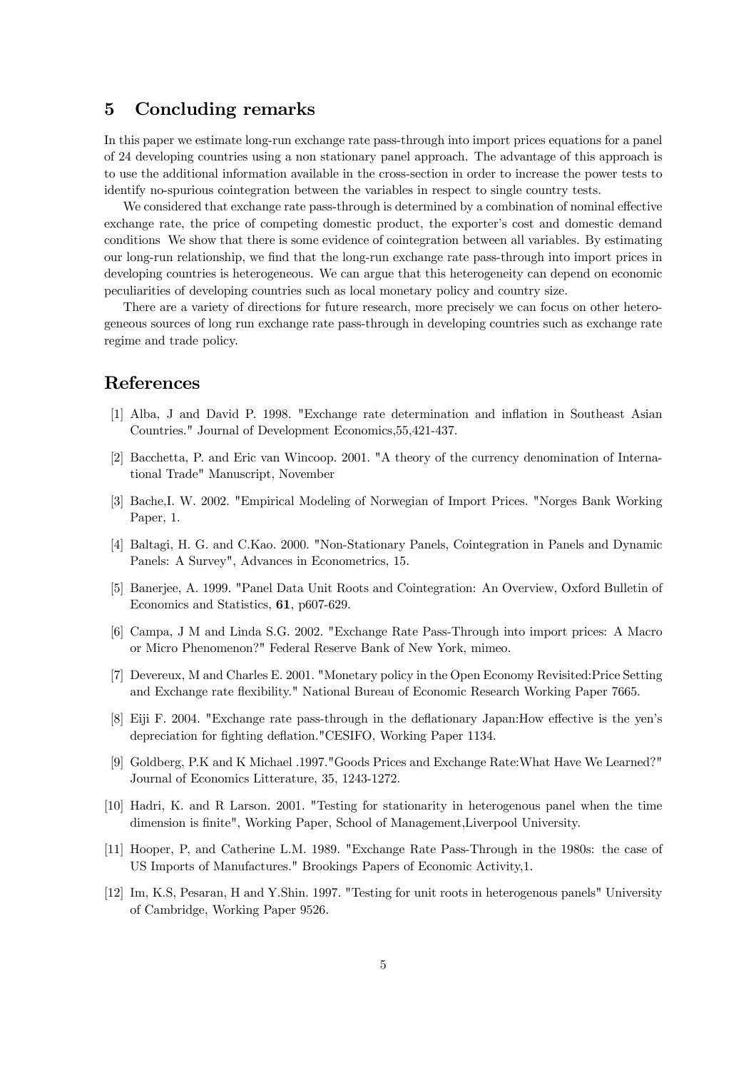## 5 Concluding remarks

In this paper we estimate long-run exchange rate pass-through into import prices equations for a panel of 24 developing countries using a non stationary panel approach. The advantage of this approach is to use the additional information available in the cross-section in order to increase the power tests to identify no-spurious cointegration between the variables in respect to single country tests.

We considered that exchange rate pass-through is determined by a combination of nominal effective exchange rate, the price of competing domestic product, the exporter's cost and domestic demand conditions We show that there is some evidence of cointegration between all variables. By estimating our long-run relationship, we find that the long-run exchange rate pass-through into import prices in developing countries is heterogeneous. We can argue that this heterogeneity can depend on economic peculiarities of developing countries such as local monetary policy and country size.

There are a variety of directions for future research, more precisely we can focus on other heterogeneous sources of long run exchange rate pass-through in developing countries such as exchange rate regime and trade policy.

## References

[1] Alba, J and David P. 1998. "Exchange rate determination and inflation in Southeast Asian Countries." Journal of Development Economics,55,421-437.

[2] Bacchetta, P. and Eric van Wincoop. 2001. "A theory of the currency denomination of International Trade" Manuscript, November

[3] Bache,I. W. 2002. "Empirical Modeling of Norwegian of Import Prices. "Norges Bank Working Paper, 1.

[4] Baltagi, H. G. and C.Kao. 2000. "Non-Stationary Panels, Cointegration in Panels and Dynamic Panels: A Survey", Advances in Econometrics, 15.

[5] Banerjee, A. 1999. "Panel Data Unit Roots and Cointegration: An Overview, Oxford Bulletin of Economics and Statistics, **61**, p607-629.

[6] Campa, J M and Linda S.G. 2002. "Exchange Rate Pass-Through into import prices: A Macro or Micro Phenomenon?" Federal Reserve Bank of New York, mimeo.

[7] Devereux, M and Charles E. 2001. "Monetary policy in the Open Economy Revisited:Price Setting and Exchange rate flexibility." National Bureau of Economic Research Working Paper 7665.

[8] Eiji F. 2004. "Exchange rate pass-through in the deflationary Japan:How effective is the yen's depreciation for fighting deflation."CESIFO, Working Paper 1134.

[9] Goldberg, P.K and K Michael .1997."Goods Prices and Exchange Rate:What Have We Learned?" Journal of Economics Litterature, 35, 1243-1272.

[10] Hadri, K. and R Larson. 2001. "Testing for stationarity in heterogenous panel when the time dimension is finite", Working Paper, School of Management,Liverpool University.

[11] Hooper, P, and Catherine L.M. 1989. "Exchange Rate Pass-Through in the 1980s: the case of US Imports of Manufactures." Brookings Papers of Economic Activity,1.

[12] Im, K.S, Pesaran, H and Y.Shin. 1997. "Testing for unit roots in heterogenous panels" University of Cambridge, Working Paper 9526.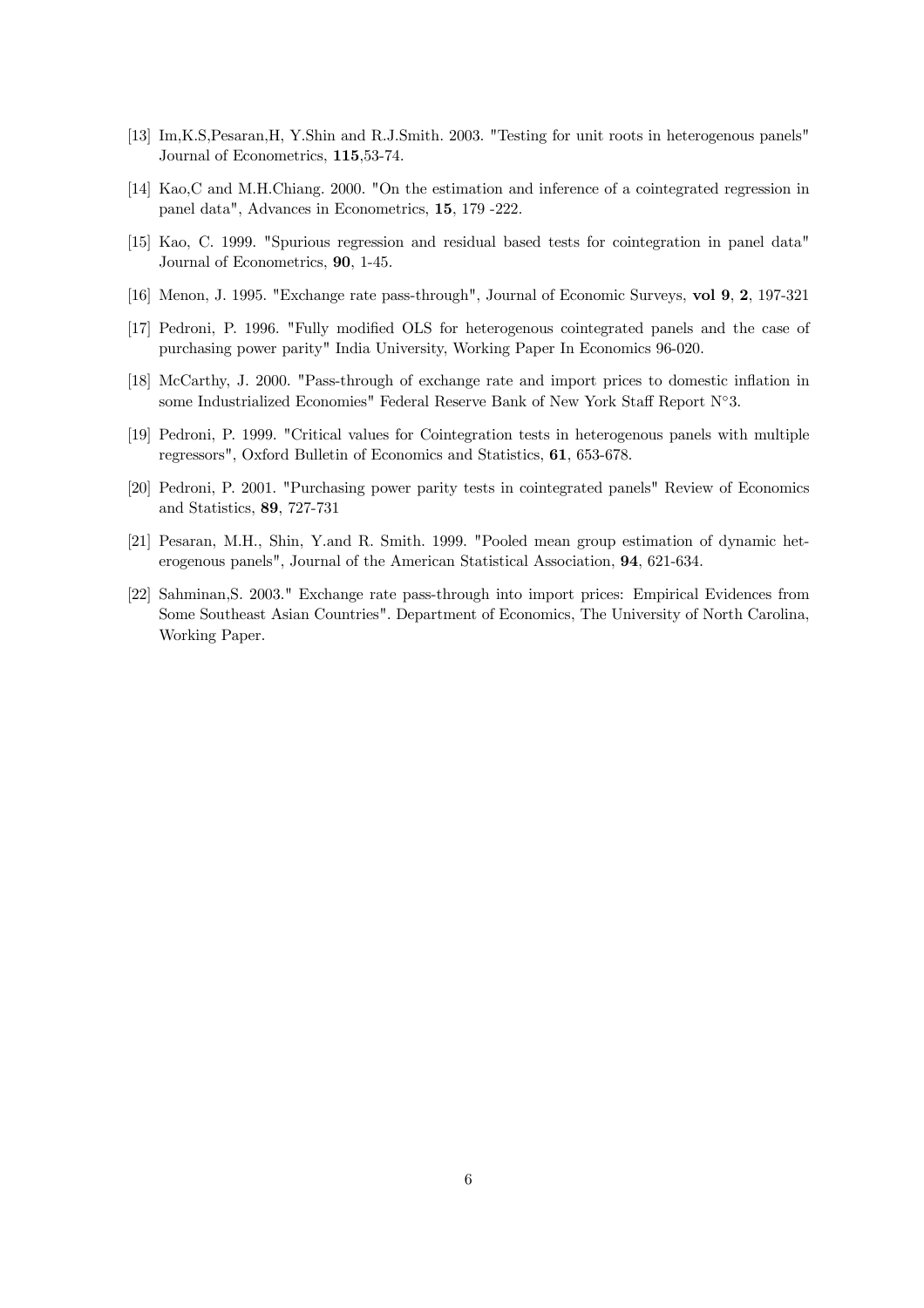[13] Im,K.S,Pesaran,H, Y.Shin and R.J.Smith. 2003. "Testing for unit roots in heterogenous panels" Journal of Econometrics, **115**,53-74.

[14] Kao,C and M.H.Chiang. 2000. "On the estimation and inference of a cointegrated regression in panel data", Advances in Econometrics, **15**, 179 -222.

[15] Kao, C. 1999. "Spurious regression and residual based tests for cointegration in panel data" Journal of Econometrics, **90**, 1-45.

[16] Menon, J. 1995. "Exchange rate pass-through", Journal of Economic Surveys, **vol 9**, **2**, 197-321

[17] Pedroni, P. 1996. "Fully modified OLS for heterogenous cointegrated panels and the case of purchasing power parity" India University, Working Paper In Economics 96-020.

[18] McCarthy, J. 2000. "Pass-through of exchange rate and import prices to domestic inflation in some Industrialized Economies" Federal Reserve Bank of New York Staff Report N°3.

[19] Pedroni, P. 1999. "Critical values for Cointegration tests in heterogenous panels with multiple regressors", Oxford Bulletin of Economics and Statistics, **61**, 653-678.

[20] Pedroni, P. 2001. "Purchasing power parity tests in cointegrated panels" Review of Economics and Statistics, **89**, 727-731

[21] Pesaran, M.H., Shin, Y.and R. Smith. 1999. "Pooled mean group estimation of dynamic heterogenous panels", Journal of the American Statistical Association, **94**, 621-634.

[22] Sahminan,S. 2003." Exchange rate pass-through into import prices: Empirical Evidences from Some Southeast Asian Countries". Department of Economics, The University of North Carolina, Working Paper.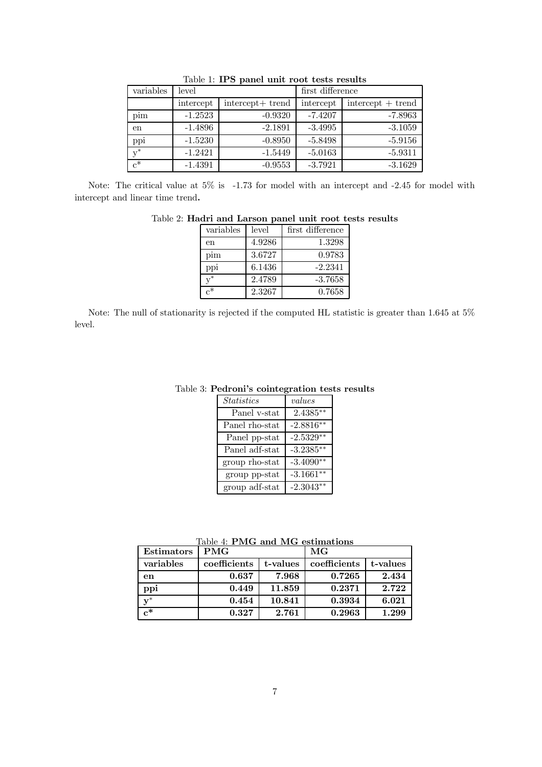Table 1: **IPS panel unit root tests results**

| variables | level | | first difference | |
|---|---|---|---|---|
| | intercept | intercept+ trend | intercept | intercept + trend |
| pim | -1.2523 | -0.9320 | -7.4207 | -7.8963 |
| en | -1.4896 | -2.1891 | -3.4995 | -3.1059 |
| ppi | -1.5230 | -0.8950 | -5.8498 | -5.9156 |
| $y^*$ | -1.2421 | -1.5449 | -5.0163 | -5.9311 |
| $c^*$ | -1.4391 | -0.9553 | -3.7921 | -3.1629 |

Note: The critical value at 5% is -1.73 for model with an intercept and -2.45 for model with intercept and linear time trend.

Table 2: **Hadri and Larson panel unit root tests results**

| variables | level | first difference |
|---|---|---|
| en | 4.9286 | 1.3298 |
| pim | 3.6727 | 0.9783 |
| ppi | 6.1436 | -2.2341 |
| $y^*$ | 2.4789 | -3.7658 |
| $c^*$ | 2.3267 | 0.7658 |

Note: The null of stationarity is rejected if the computed HL statistic is greater than 1.645 at 5% level.

Table 3: **Pedroni's cointegration tests results**

| *Statistics* | *values* |
|---|---|
| Panel v-stat | $2.4385^{**}$ |
| Panel rho-stat | $-2.8816^{**}$ |
| Panel pp-stat | $-2.5329^{**}$ |
| Panel adf-stat | $-3.2385^{**}$ |
| group rho-stat | $-3.4090^{**}$ |
| group pp-stat | $-3.1661^{**}$ |
| group adf-stat | $-2.3043^{**}$ |

Table 4: **PMG and MG estimations**

| **Estimators** | **PMG** | | **MG** | |
|---|---|---|---|---|
| **variables** | **coefficients** | **t-values** | **coefficients** | **t-values** |
| **en** | **0.637** | **7.968** | **0.7265** | **2.434** |
| **ppi** | **0.449** | **11.859** | **0.2371** | **2.722** |
| $\mathbf{y^*}$ | **0.454** | **10.841** | **0.3934** | **6.021** |
| $\mathbf{c^*}$ | **0.327** | **2.761** | **0.2963** | **1.299** |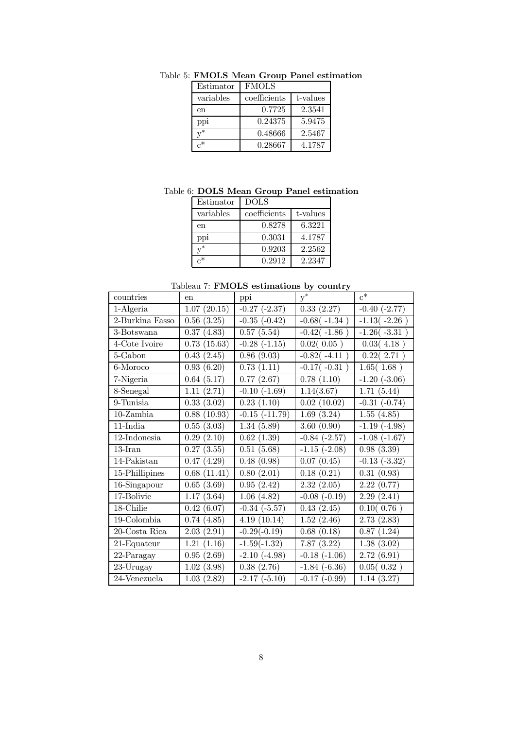Table 5: **FMOLS Mean Group Panel estimation**

| Estimator | FMOLS | |
|---|---|---|
| variables | coefficients | t-values |
| en | 0.7725 | 2.3541 |
| ppi | 0.24375 | 5.9475 |
| $y^*$ | 0.48666 | 2.5467 |
| $c^*$ | 0.28667 | 4.1787 |

Table 6: **DOLS Mean Group Panel estimation**

| Estimator | DOLS | |
|---|---|---|
| variables | coefficients | t-values |
| en | 0.8278 | 6.3221 |
| ppi | 0.3031 | 4.1787 |
| $y^*$ | 0.9203 | 2.2562 |
| $c^*$ | 0.2912 | 2.2347 |

Tableau 7: **FMOLS estimations by country**

| countries | en | ppi | $y^*$ | $c^*$ |
|---|---|---|---|---|
| 1-Algeria | 1.07 (20.15) | -0.27 (-2.37) | 0.33 (2.27) | -0.40 (-2.77) |
| 2-Burkina Fasso | 0.56 (3.25) | -0.35 (-0.42) | -0.68( -1.34 ) | -1.13( -2.26 ) |
| 3-Botswana | 0.37 (4.83) | 0.57 (5.54) | -0.42( -1.86 ) | -1.26( -3.31 ) |
| 4-Cote Ivoire | 0.73 (15.63) | -0.28 (-1.15) | 0.02( 0.05 ) | 0.03( 4.18 ) |
| 5-Gabon | 0.43 (2.45) | 0.86 (9.03) | -0.82( -4.11 ) | 0.22( 2.71 ) |
| 6-Moroco | 0.93 (6.20) | 0.73 (1.11) | -0.17( -0.31 ) | 1.65( 1.68 ) |
| 7-Nigeria | 0.64 (5.17) | 0.77 (2.67) | 0.78 (1.10) | -1.20 (-3.06) |
| 8-Senegal | 1.11 (2.71) | -0.10 (-1.69) | 1.14(3.67) | 1.71 (5.44) |
| 9-Tunisia | 0.33 (3.02) | 0.23 (1.10) | 0.02 (10.02) | -0.31 (-0.74) |
| 10-Zambia | 0.88 (10.93) | -0.15 (-11.79) | 1.69 (3.24) | 1.55 (4.85) |
| 11-India | 0.55 (3.03) | 1.34 (5.89) | 3.60 (0.90) | -1.19 (-4.98) |
| 12-Indonesia | 0.29 (2.10) | 0.62 (1.39) | -0.84 (-2.57) | -1.08 (-1.67) |
| 13-Iran | 0.27 (3.55) | 0.51 (5.68) | -1.15 (-2.08) | 0.98 (3.39) |
| 14-Pakistan | 0.47 (4.29) | 0.48 (0.98) | 0.07 (0.45) | -0.13 (-3.32) |
| 15-Phillipines | 0.68 (11.41) | 0.80 (2.01) | 0.18 (0.21) | 0.31 (0.93) |
| 16-Singapour | 0.65 (3.69) | 0.95 (2.42) | 2.32 (2.05) | 2.22 (0.77) |
| 17-Bolivie | 1.17 (3.64) | 1.06 (4.82) | -0.08 (-0.19) | 2.29 (2.41) |
| 18-Chilie | 0.42 (6.07) | -0.34 (-5.57) | 0.43 (2.45) | 0.10( 0.76 ) |
| 19-Colombia | 0.74 (4.85) | 4.19 (10.14) | 1.52 (2.46) | 2.73 (2.83) |
| 20-Costa Rica | 2.03 (2.91) | -0.29(-0.19) | 0.68 (0.18) | 0.87 (1.24) |
| 21-Equateur | 1.21 (1.16) | -1.59(-1.32) | 7.87 (3.22) | 1.38 (3.02) |
| 22-Paragay | 0.95 (2.69) | -2.10 (-4.98) | -0.18 (-1.06) | 2.72 (6.91) |
| 23-Urugay | 1.02 (3.98) | 0.38 (2.76) | -1.84 (-6.36) | 0.05( 0.32 ) |
| 24-Venezuela | 1.03 (2.82) | -2.17 (-5.10) | -0.17 (-0.99) | 1.14 (3.27) |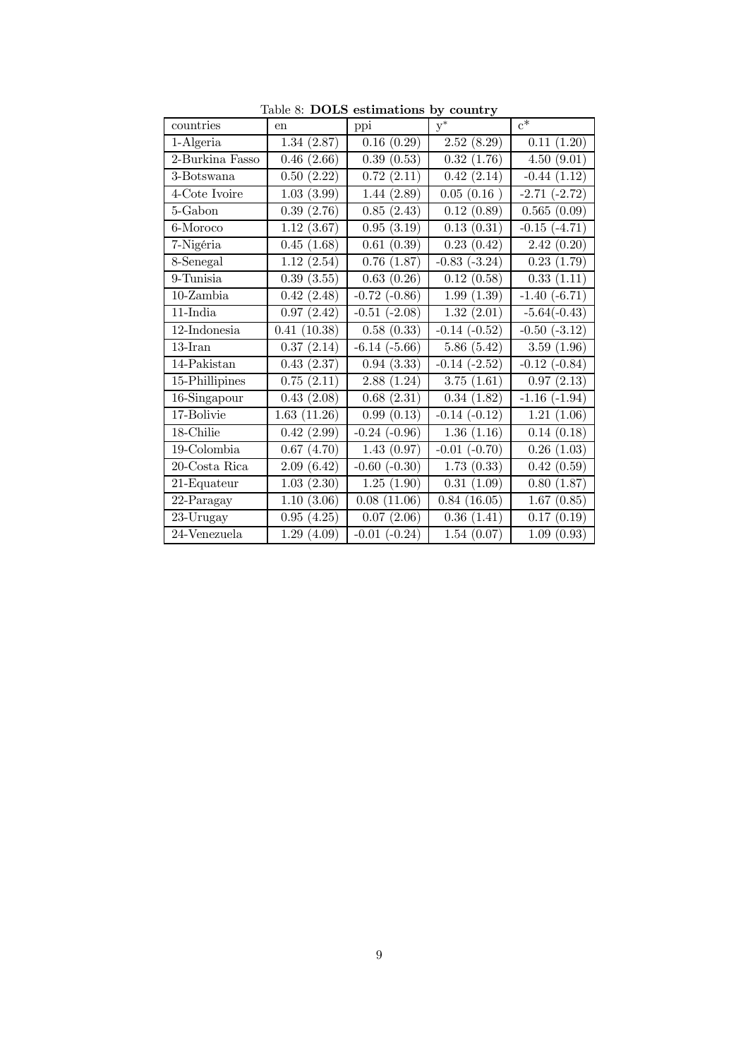Table 8: **DOLS estimations by country**

| countries | en | ppi | $y^*$ | $c^*$ |
|---|---|---|---|---|
| 1-Algeria | 1.34 (2.87) | 0.16 (0.29) | 2.52 (8.29) | 0.11 (1.20) |
| 2-Burkina Fasso | 0.46 (2.66) | 0.39 (0.53) | 0.32 (1.76) | 4.50 (9.01) |
| 3-Botswana | 0.50 (2.22) | 0.72 (2.11) | 0.42 (2.14) | -0.44 (1.12) |
| 4-Cote Ivoire | 1.03 (3.99) | 1.44 (2.89) | 0.05 (0.16 ) | -2.71 (-2.72) |
| 5-Gabon | 0.39 (2.76) | 0.85 (2.43) | 0.12 (0.89) | 0.565 (0.09) |
| 6-Moroco | 1.12 (3.67) | 0.95 (3.19) | 0.13 (0.31) | -0.15 (-4.71) |
| 7-Nigéria | 0.45 (1.68) | 0.61 (0.39) | 0.23 (0.42) | 2.42 (0.20) |
| 8-Senegal | 1.12 (2.54) | 0.76 (1.87) | -0.83 (-3.24) | 0.23 (1.79) |
| 9-Tunisia | 0.39 (3.55) | 0.63 (0.26) | 0.12 (0.58) | 0.33 (1.11) |
| 10-Zambia | 0.42 (2.48) | -0.72 (-0.86) | 1.99 (1.39) | -1.40 (-6.71) |
| 11-India | 0.97 (2.42) | -0.51 (-2.08) | 1.32 (2.01) | -5.64(-0.43) |
| 12-Indonesia | 0.41 (10.38) | 0.58 (0.33) | -0.14 (-0.52) | -0.50 (-3.12) |
| 13-Iran | 0.37 (2.14) | -6.14 (-5.66) | 5.86 (5.42) | 3.59 (1.96) |
| 14-Pakistan | 0.43 (2.37) | 0.94 (3.33) | -0.14 (-2.52) | -0.12 (-0.84) |
| 15-Phillipines | 0.75 (2.11) | 2.88 (1.24) | 3.75 (1.61) | 0.97 (2.13) |
| 16-Singapour | 0.43 (2.08) | 0.68 (2.31) | 0.34 (1.82) | -1.16 (-1.94) |
| 17-Bolivie | 1.63 (11.26) | 0.99 (0.13) | -0.14 (-0.12) | 1.21 (1.06) |
| 18-Chilie | 0.42 (2.99) | -0.24 (-0.96) | 1.36 (1.16) | 0.14 (0.18) |
| 19-Colombia | 0.67 (4.70) | 1.43 (0.97) | -0.01 (-0.70) | 0.26 (1.03) |
| 20-Costa Rica | 2.09 (6.42) | -0.60 (-0.30) | 1.73 (0.33) | 0.42 (0.59) |
| 21-Equateur | 1.03 (2.30) | 1.25 (1.90) | 0.31 (1.09) | 0.80 (1.87) |
| 22-Paragay | 1.10 (3.06) | 0.08 (11.06) | 0.84 (16.05) | 1.67 (0.85) |
| 23-Urugay | 0.95 (4.25) | 0.07 (2.06) | 0.36 (1.41) | 0.17 (0.19) |
| 24-Venezuela | 1.29 (4.09) | -0.01 (-0.24) | 1.54 (0.07) | 1.09 (0.93) |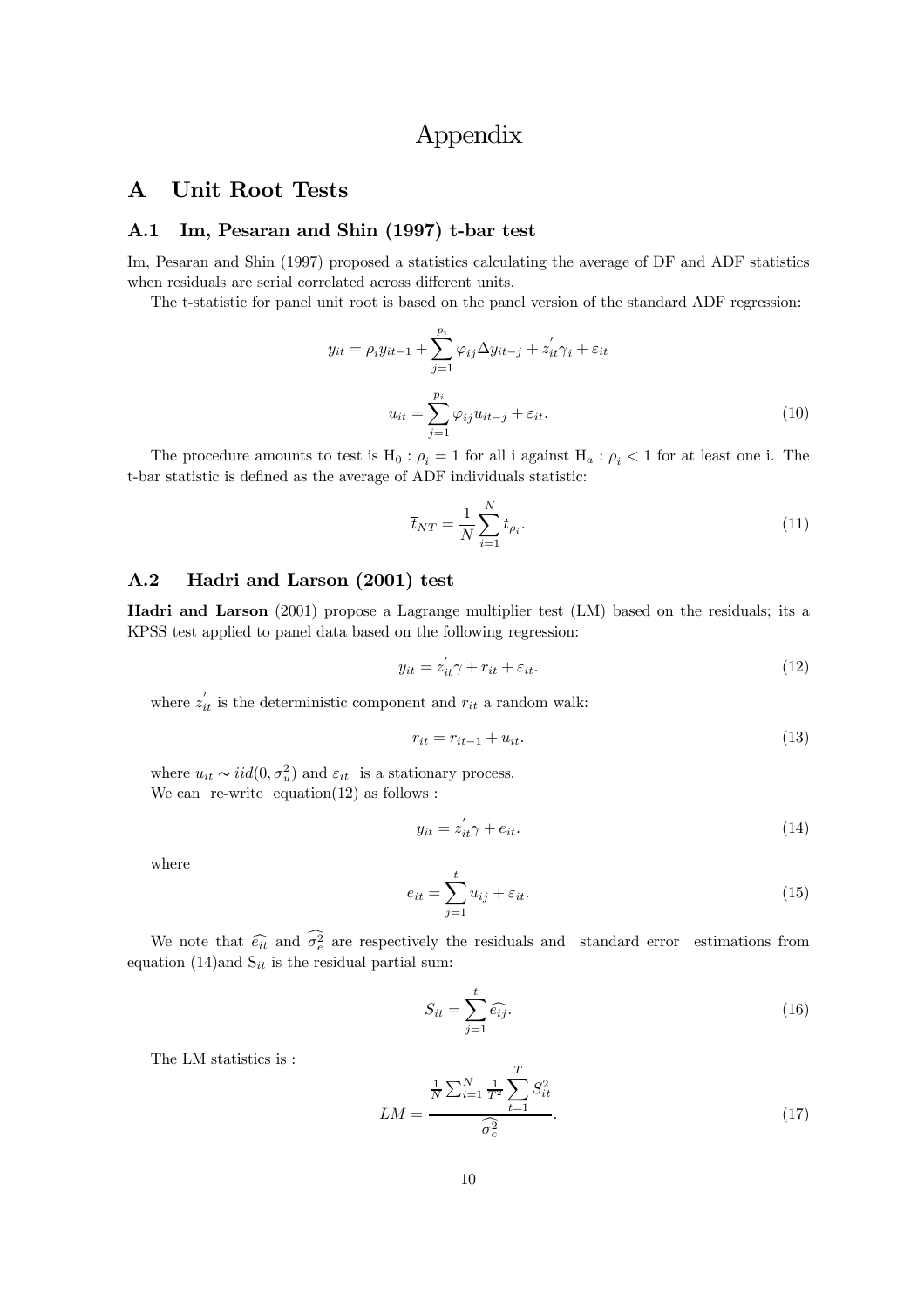# Appendix

## A Unit Root Tests

### A.1 Im, Pesaran and Shin (1997) t-bar test

Im, Pesaran and Shin (1997) proposed a statistics calculating the average of DF and ADF statistics when residuals are serial correlated across different units.

The t-statistic for panel unit root is based on the panel version of the standard ADF regression:

$$y_{it} = \rho_i y_{it-1} + \sum_{j=1}^{p_i} \varphi_{ij} \Delta y_{it-j} + z_{it}^{'} \gamma_i + \varepsilon_{it}$$

$$u_{it} = \sum_{j=1}^{p_i} \varphi_{ij} u_{it-j} + \varepsilon_{it}. \tag{10}$$

The procedure amounts to test is $\mathrm{H}_0 : \rho_i = 1$ for all i against $\mathrm{H}_a : \rho_i < 1$ for at least one i. The t-bar statistic is defined as the average of ADF individuals statistic:

$$\overline{t}_{NT} = \frac{1}{N} \sum_{i=1}^{N} t_{\rho_i}. \tag{11}$$

### A.2 Hadri and Larson (2001) test

**Hadri and Larson** (2001) propose a Lagrange multiplier test (LM) based on the residuals; its a KPSS test applied to panel data based on the following regression:

$$y_{it} = z_{it}^{'} \gamma + r_{it} + \varepsilon_{it}. \tag{12}$$

where $z_{it}^{'}$ is the deterministic component and $r_{it}$ a random walk:

$$r_{it} = r_{it-1} + u_{it}. \tag{13}$$

where $u_{it} \sim iid(0, \sigma_u^2)$ and $\varepsilon_{it}$ is a stationary process.
We can re-write equation(12) as follows :

$$y_{it} = z_{it}^{'} \gamma + e_{it}. \tag{14}$$

where

$$e_{it} = \sum_{j=1}^{t} u_{ij} + \varepsilon_{it}. \tag{15}$$

We note that $\widehat{e_{it}}$ and $\widehat{\sigma_e^2}$ are respectively the residuals and standard error estimations from equation (14)and $\mathrm{S}_{it}$ is the residual partial sum:

$$S_{it} = \sum_{j=1}^{t} \widehat{e_{ij}}. \tag{16}$$

The LM statistics is :

$$LM = \frac{\frac{1}{N} \sum_{i=1}^{N} \frac{1}{T^2} \sum_{t=1}^{T} S_{it}^2}{\widehat{\sigma_e^2}}. \tag{17}$$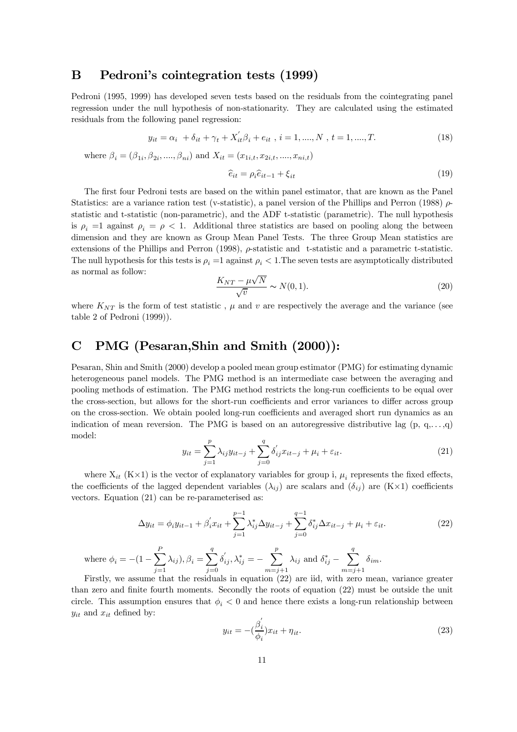## B Pedroni's cointegration tests (1999)

Pedroni (1995, 1999) has developed seven tests based on the residuals from the cointegrating panel regression under the null hypothesis of non-stationarity. They are calculated using the estimated residuals from the following panel regression:

$$y_{it} = \alpha_i \; + \delta_{it} + \gamma_t + X_{it}^{'}\beta_i + e_{it} \; , \; i = 1, ...., N \; , \; t = 1, ...., T. \tag{18}$$

where $\beta_i = (\beta_{1i}, \beta_{2i}, ...., \beta_{ni})$ and $X_{it} = (x_{1i,t}, x_{2i,t}, ...., x_{ni,t})$

$$\widehat{e}_{it} = \rho_i \widehat{e}_{it-1} + \xi_{it} \tag{19}$$

The first four Pedroni tests are based on the within panel estimator, that are known as the Panel Statistics: are a variance ration test (v-statistic), a panel version of the Phillips and Perron (1988) $\rho$-statistic and t-statistic (non-parametric), and the ADF t-statistic (parametric). The null hypothesis is $\rho_i$ =1 against $\rho_i = \rho < 1$. Additional three statistics are based on pooling along the between dimension and they are known as Group Mean Panel Tests. The three Group Mean statistics are extensions of the Phillips and Perron (1998), $\rho$-statistic and t-statistic and a parametric t-statistic. The null hypothesis for this tests is $\rho_i$ =1 against $\rho_i < 1$.The seven tests are asymptotically distributed as normal as follow:

$$\frac{K_{NT} - \mu\sqrt{N}}{\sqrt{v}} \sim N(0, 1). \tag{20}$$

where $K_{NT}$ is the form of test statistic , $\mu$ and $v$ are respectively the average and the variance (see table 2 of Pedroni (1999)).

## C PMG (Pesaran,Shin and Smith (2000)):

Pesaran, Shin and Smith (2000) develop a pooled mean group estimator (PMG) for estimating dynamic heterogeneous panel models. The PMG method is an intermediate case between the averaging and pooling methods of estimation. The PMG method restricts the long-run coefficients to be equal over the cross-section, but allows for the short-run coefficients and error variances to differ across group on the cross-section. We obtain pooled long-run coefficients and averaged short run dynamics as an indication of mean reversion. The PMG is based on an autoregressive distributive lag (p, q,. . . ,q) model:

$$y_{it} = \sum_{j=1}^{p} \lambda_{ij} y_{it-j} + \sum_{j=0}^{q} \delta_{ij}^{'} x_{it-j} + \mu_i + \varepsilon_{it}. \tag{21}$$

where $X_{it}$ (K×1) is the vector of explanatory variables for group i, $\mu_i$ represents the fixed effects, the coefficients of the lagged dependent variables ($\lambda_{ij}$) are scalars and ($\delta_{ij}$) are (K×1) coefficients vectors. Equation (21) can be re-parameterised as:

$$\Delta y_{it} = \phi_i y_{it-1} + \beta_i^{'} x_{it} + \sum_{j=1}^{p-1} \lambda_{ij}^{*} \Delta y_{it-j} + \sum_{j=0}^{q-1} \delta_{ij}^{*} \Delta x_{it-j} + \mu_i + \varepsilon_{it}. \tag{22}$$

where $\phi_i = -(1 - \sum_{j=1}^{P} \lambda_{ij}), \beta_i = \sum_{j=0}^{q} \delta_{ij}^{'}, \lambda_{ij}^{*} = - \sum_{m=j+1}^{p} \lambda_{ij}$ and $\delta_{ij}^{*} - \sum_{m=j+1}^{q} \delta_{im}$.

Firstly, we assume that the residuals in equation (22) are iid, with zero mean, variance greater than zero and finite fourth moments. Secondly the roots of equation (22) must be outside the unit circle. This assumption ensures that $\phi_i < 0$ and hence there exists a long-run relationship between $y_{it}$ and $x_{it}$ defined by:

$$y_{it} = -(\frac{\beta_i^{'}}{\phi_i}) x_{it} + \eta_{it}. \tag{23}$$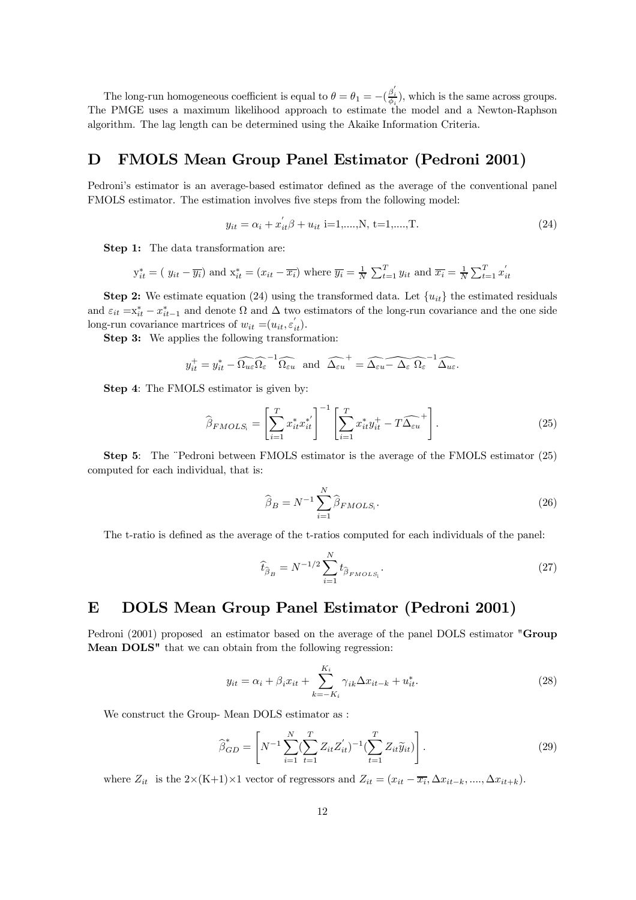The long-run homogeneous coefficient is equal to $\theta = \theta_1 = -(\frac{\beta_i^{'}}{\phi_i})$, which is the same across groups. The PMGE uses a maximum likelihood approach to estimate the model and a Newton-Raphson algorithm. The lag length can be determined using the Akaike Information Criteria.

## D FMOLS Mean Group Panel Estimator (Pedroni 2001)

Pedroni's estimator is an average-based estimator defined as the average of the conventional panel FMOLS estimator. The estimation involves five steps from the following model:

$$y_{it} = \alpha_i + x_{it}^{'}\beta + u_{it} \text{ i=1,....,N, t=1,....,T.} \tag{24}$$

**Step 1:** The data transformation are:

$$\text{y}_{it}^{*} = (\ y_{it} - \overline{y_i}) \text{ and } \text{x}_{it}^{*} = (x_{it} - \overline{x_i}) \text{ where } \overline{y_i} = \frac{1}{N}\sum_{t=1}^{T} y_{it} \text{ and } \overline{x_i} = \frac{1}{N}\sum_{t=1}^{T} x_{it}^{'}$$

**Step 2:** We estimate equation (24) using the transformed data. Let $\{u_{it}\}$ the estimated residuals and $\varepsilon_{it} = \text{x}_{it}^{*} - x_{it-1}^{*}$ and denote $\Omega$ and $\Delta$ two estimators of the long-run covariance and the one side long-run covariance martrices of $w_{it} = (u_{it}, \varepsilon_{it}^{'})$.

**Step 3:** We applies the following transformation:

$$y_{it}^{+} = y_{it}^{*} - \widehat{\Omega_{u\varepsilon}}\widehat{\Omega_{\varepsilon}}^{-1}\widehat{\Omega_{\varepsilon u}} \text{ and } \widehat{\Delta_{\varepsilon u}}^{+} = \widehat{\Delta_{\varepsilon u}} \widehat{- \Delta_{\varepsilon}\ \Omega_{\varepsilon}}^{-1}\widehat{\Delta_{u\varepsilon}}.$$

**Step 4**: The FMOLS estimator is given by:

$$\widehat{\beta}_{FMOLS_i} = \left[\sum_{i=1}^{T} x_{it}^{*}x_{it}^{*'}\right]^{-1}\left[\sum_{i=1}^{T} x_{it}^{*}y_{it}^{+} - T\widehat{\Delta_{\varepsilon u}}^{+}\right]. \tag{25}$$

**Step 5**: The ¨Pedroni between FMOLS estimator is the average of the FMOLS estimator (25) computed for each individual, that is:

$$\widehat{\beta}_{B} = N^{-1}\sum_{i=1}^{N}\widehat{\beta}_{FMOLS_i}. \tag{26}$$

The t-ratio is defined as the average of the t-ratios computed for each individuals of the panel:

$$\widehat{t}_{\widehat{\beta}_B} = N^{-1/2}\sum_{i=1}^{N} t_{\widehat{\beta}_{FMOLS_i}}. \tag{27}$$

## E DOLS Mean Group Panel Estimator (Pedroni 2001)

Pedroni (2001) proposed an estimator based on the average of the panel DOLS estimator **"Group Mean DOLS"** that we can obtain from the following regression:

$$y_{it} = \alpha_i + \beta_i x_{it} + \sum_{k=-K_i}^{K_i}\gamma_{ik}\Delta x_{it-k} + u_{it}^{*}. \tag{28}$$

We construct the Group- Mean DOLS estimator as :

$$\widehat{\beta}_{GD}^{*} = \left[N^{-1}\sum_{i=1}^{N}(\sum_{t=1}^{T} Z_{it}Z_{it}^{'})^{-1}(\sum_{t=1}^{T} Z_{it}\widetilde{y}_{it})\right]. \tag{29}$$

where $Z_{it}$ is the $2\times(\text{K}+1)\times 1$ vector of regressors and $Z_{it} = (x_{it} - \overline{x_i}, \Delta x_{it-k}, ...., \Delta x_{it+k})$.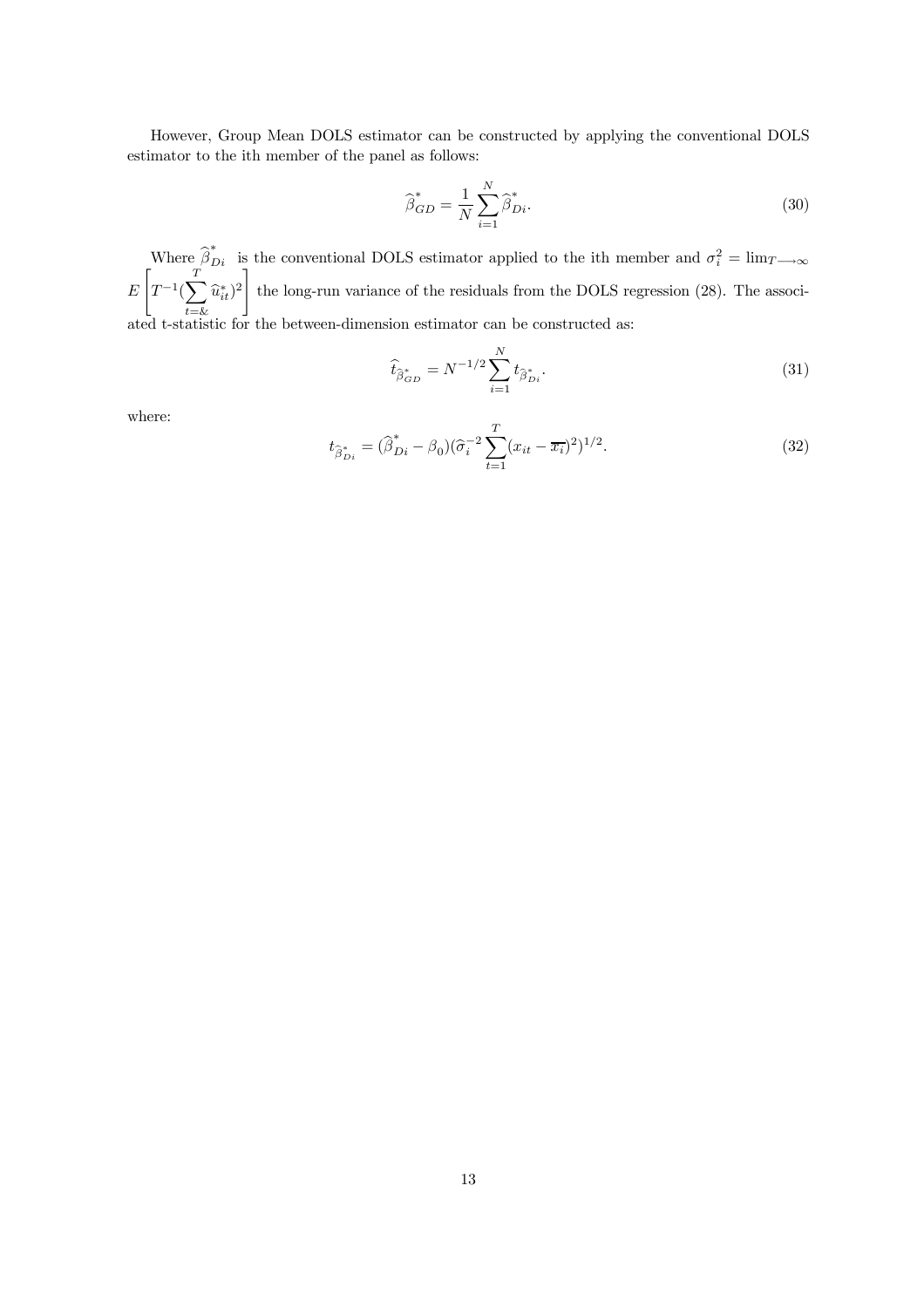However, Group Mean DOLS estimator can be constructed by applying the conventional DOLS estimator to the ith member of the panel as follows:

$$\widehat{\beta}^{*}_{GD} = \frac{1}{N}\sum_{i=1}^{N}\widehat{\beta}^{*}_{Di}. \tag{30}$$

Where $\widehat{\beta}^{*}_{Di}$ is the conventional DOLS estimator applied to the ith member and $\sigma_i^2 = \lim_{T \longrightarrow \infty} E\left[T^{-1}(\sum_{t=\&}^{T}\widehat{u}^{*}_{it})^2\right]$ the long-run variance of the residuals from the DOLS regression (28). The associated t-statistic for the between-dimension estimator can be constructed as:

$$\widehat{t}_{\widehat{\beta}^{*}_{GD}} = N^{-1/2}\sum_{i=1}^{N} t_{\widehat{\beta}^{*}_{Di}}. \tag{31}$$

where:

$$t_{\widehat{\beta}^{*}_{Di}} = (\widehat{\beta}^{*}_{Di} - \beta_0)(\widehat{\sigma}_i^{-2}\sum_{t=1}^{T}(x_{it} - \overline{x_i})^2)^{1/2}. \tag{32}$$